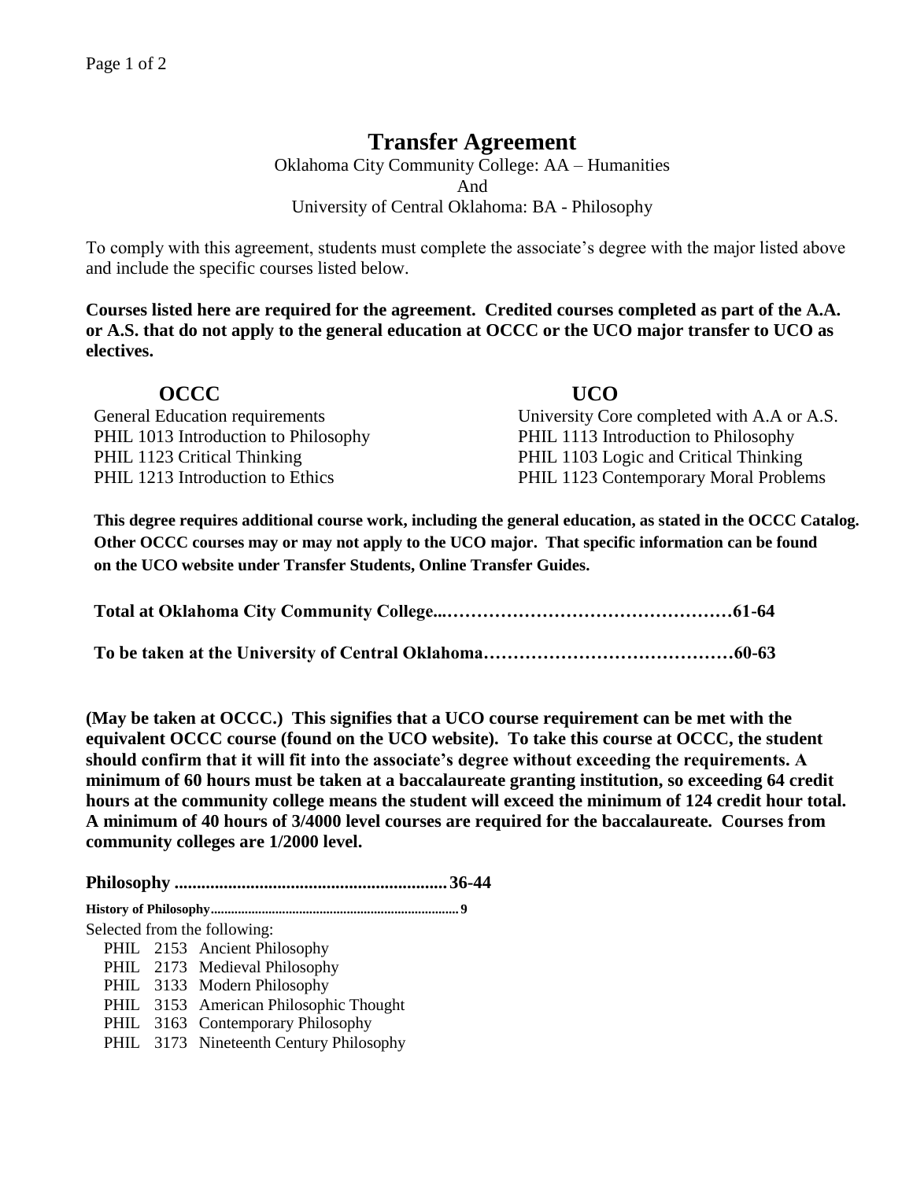# Transfer Agreement

Oklahoma City Community College: AA – Humanities
And
University of Central Oklahoma: BA - Philosophy

To comply with this agreement, students must complete the associate's degree with the major listed above and include the specific courses listed below.

**Courses listed here are required for the agreement. Credited courses completed as part of the A.A. or A.S. that do not apply to the general education at OCCC or the UCO major transfer to UCO as electives.**

| OCCC | UCO |
|---|---|
| General Education requirements | University Core completed with A.A or A.S. |
| PHIL 1013 Introduction to Philosophy | PHIL 1113 Introduction to Philosophy |
| PHIL 1123 Critical Thinking | PHIL 1103 Logic and Critical Thinking |
| PHIL 1213 Introduction to Ethics | PHIL 1123 Contemporary Moral Problems |

**This degree requires additional course work, including the general education, as stated in the OCCC Catalog. Other OCCC courses may or may not apply to the UCO major. That specific information can be found on the UCO website under Transfer Students, Online Transfer Guides.**

**Total at Oklahoma City Community College...…………………………………………61-64**

**To be taken at the University of Central Oklahoma……………………………………60-63**

**(May be taken at OCCC.) This signifies that a UCO course requirement can be met with the equivalent OCCC course (found on the UCO website). To take this course at OCCC, the student should confirm that it will fit into the associate's degree without exceeding the requirements. A minimum of 60 hours must be taken at a baccalaureate granting institution, so exceeding 64 credit hours at the community college means the student will exceed the minimum of 124 credit hour total. A minimum of 40 hours of 3/4000 level courses are required for the baccalaureate. Courses from community colleges are 1/2000 level.**

**Philosophy ............................................................36-44**

**History of Philosophy.........................................................................9**

Selected from the following:

- PHIL 2153 Ancient Philosophy
- PHIL 2173 Medieval Philosophy
- PHIL 3133 Modern Philosophy
- PHIL 3153 American Philosophic Thought
- PHIL 3163 Contemporary Philosophy
- PHIL 3173 Nineteenth Century Philosophy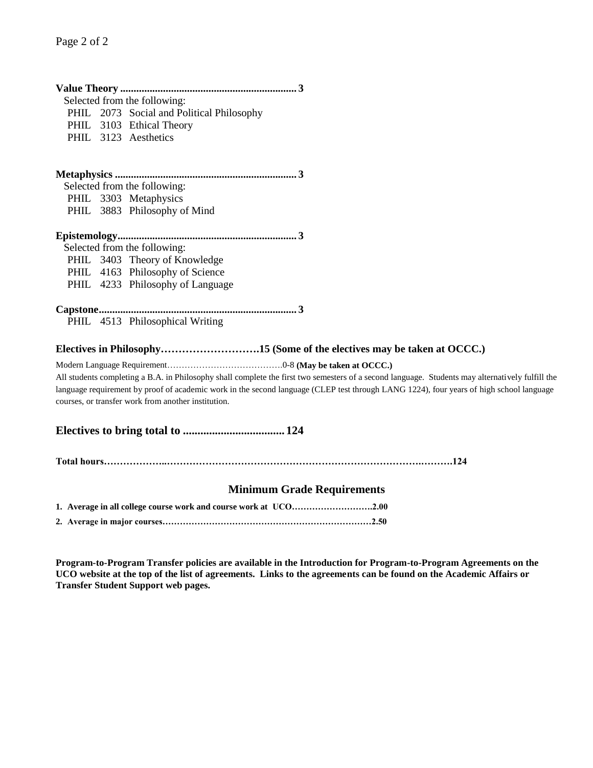**Value Theory .................................................................. 3**

Selected from the following:

PHIL 2073 Social and Political Philosophy
PHIL 3103 Ethical Theory
PHIL 3123 Aesthetics

**Metaphysics .................................................................... 3**

Selected from the following:

PHIL 3303 Metaphysics
PHIL 3883 Philosophy of Mind

**Epistemology.................................................................. 3**

Selected from the following:

PHIL 3403 Theory of Knowledge
PHIL 4163 Philosophy of Science
PHIL 4233 Philosophy of Language

**Capstone......................................................................... 3**

PHIL 4513 Philosophical Writing

**Electives in Philosophy……………………….15 (Some of the electives may be taken at OCCC.)**

Modern Language Requirement………………………………….0-8 **(May be taken at OCCC.)**

All students completing a B.A. in Philosophy shall complete the first two semesters of a second language. Students may alternatively fulfill the language requirement by proof of academic work in the second language (CLEP test through LANG 1224), four years of high school language courses, or transfer work from another institution.

**Electives to bring total to ................................... 124**

**Total hours………………..……………………………………………………………….……….124**

## Minimum Grade Requirements

1. **Average in all college course work and course work at UCO……………………….2.00**
2. **Average in major courses…………………………………………………………………2.50**

**Program-to-Program Transfer policies are available in the Introduction for Program-to-Program Agreements on the UCO website at the top of the list of agreements. Links to the agreements can be found on the Academic Affairs or Transfer Student Support web pages.**